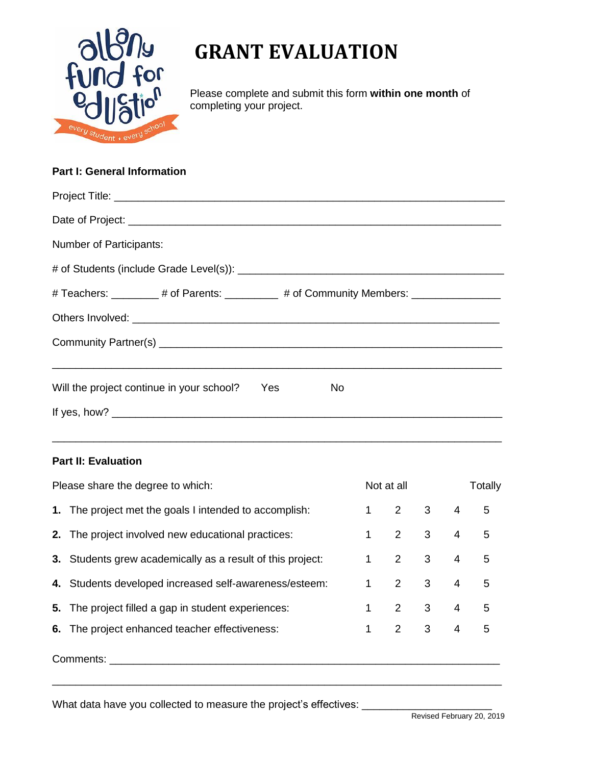# GRANT EVALUATION

Please complete and submit this form **within one month** of completing your project.

**Part I: General Information**

Project Title: ______________________________________________________________

Date of Project: ____________________________________________________________

Number of Participants:

# of Students (include Grade Level(s)): ___________________________________________

# Teachers: ________ # of Parents: _________ # of Community Members: _______________

Others Involved: ____________________________________________________________

Community Partner(s) ________________________________________________________

______________________________________________________________________________

Will the project continue in your school? Yes No

If yes, how? _________________________________________________________________

______________________________________________________________________________

**Part II: Evaluation**

| Please share the degree to which: | Not at all | | | | Totally |
|---|---|---|---|---|---|
| **1.** The project met the goals I intended to accomplish: | 1 | 2 | 3 | 4 | 5 |
| **2.** The project involved new educational practices: | 1 | 2 | 3 | 4 | 5 |
| **3.** Students grew academically as a result of this project: | 1 | 2 | 3 | 4 | 5 |
| **4.** Students developed increased self-awareness/esteem: | 1 | 2 | 3 | 4 | 5 |
| **5.** The project filled a gap in student experiences: | 1 | 2 | 3 | 4 | 5 |
| **6.** The project enhanced teacher effectiveness: | 1 | 2 | 3 | 4 | 5 |

Comments: ___________________________________________________________________

______________________________________________________________________________

What data have you collected to measure the project's effectives: ______________________

Revised February 20, 2019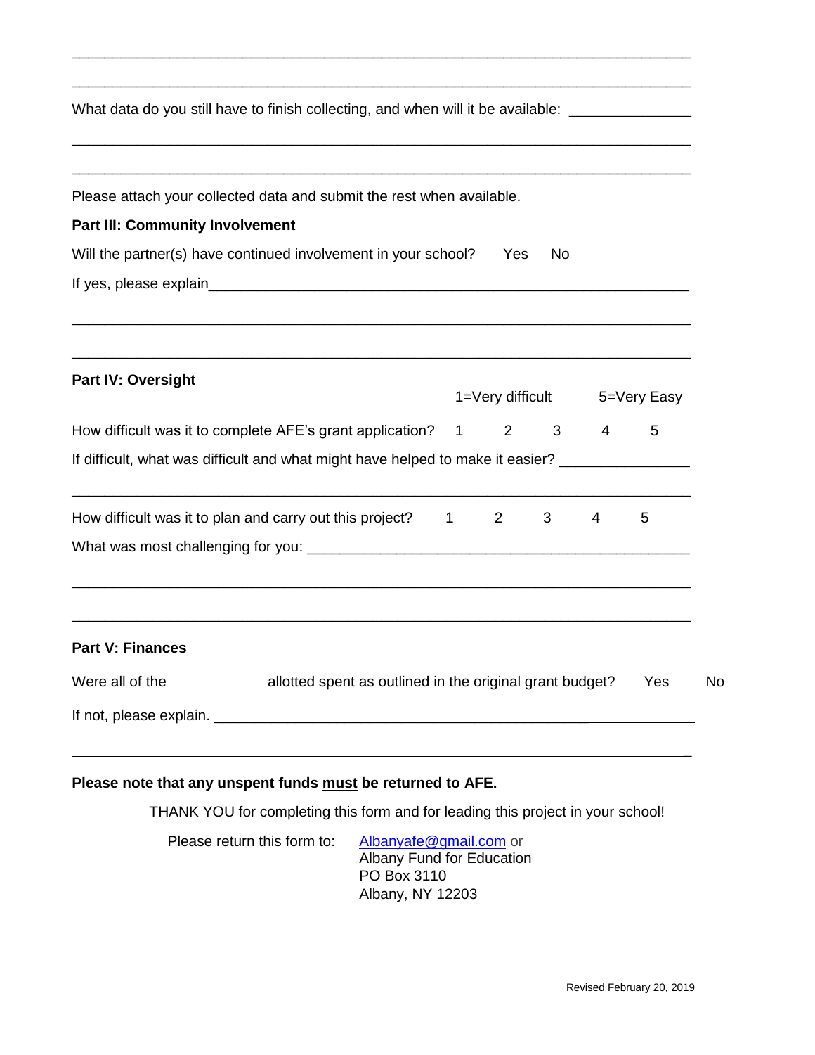______________________________________________________________________________

______________________________________________________________________________

What data do you still have to finish collecting, and when will it be available: _______________

______________________________________________________________________________

______________________________________________________________________________

Please attach your collected data and submit the rest when available.

**Part III: Community Involvement**

Will the partner(s) have continued involvement in your school? Yes No

If yes, please explain_______________________________________________________________

______________________________________________________________________________

______________________________________________________________________________

**Part IV: Oversight**

1=Very difficult 5=Very Easy

How difficult was it to complete AFE's grant application? 1 2 3 4 5

If difficult, what was difficult and what might have helped to make it easier? ________________

______________________________________________________________________________

How difficult was it to plan and carry out this project? 1 2 3 4 5

What was most challenging for you: ________________________________________________

______________________________________________________________________________

______________________________________________________________________________

**Part V: Finances**

Were all of the ___________ allotted spent as outlined in the original grant budget? ___Yes ___No

If not, please explain. _______________________________________________________________

______________________________________________________________________________

**Please note that any unspent funds <u>must</u> be returned to AFE.**

THANK YOU for completing this form and for leading this project in your school!

Please return this form to: Albanyafe@gmail.com or
Albany Fund for Education
PO Box 3110
Albany, NY 12203

Revised February 20, 2019